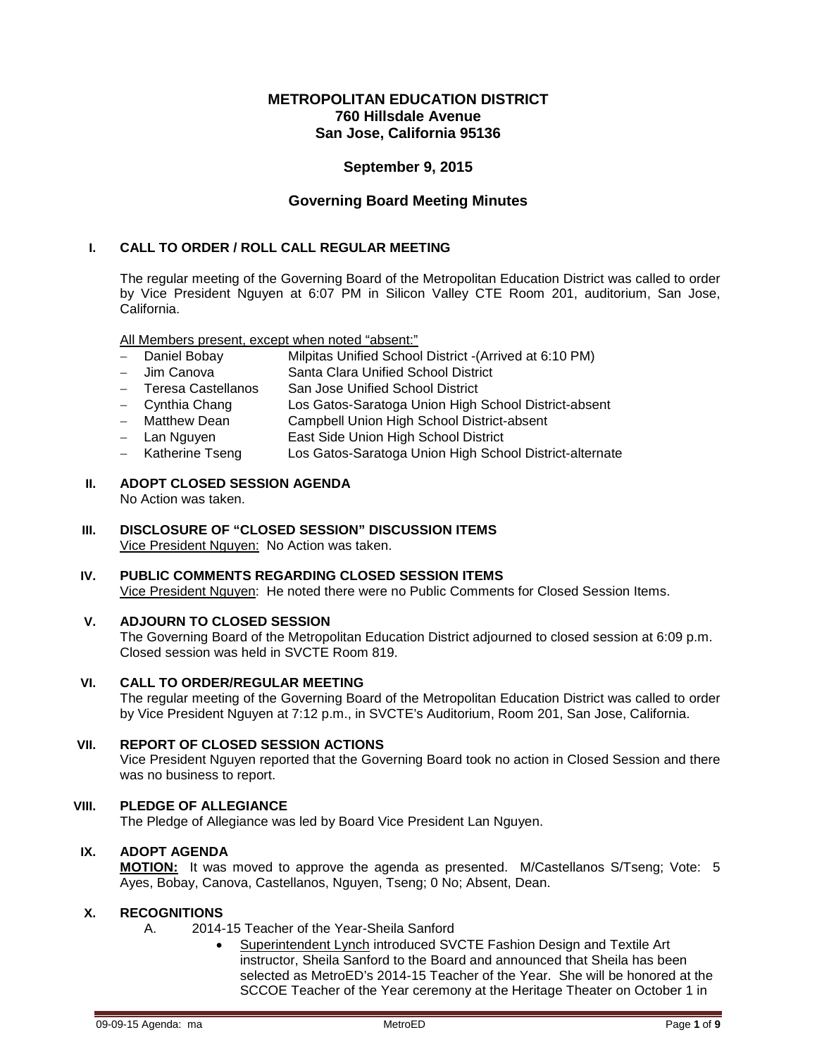# METROPOLITAN EDUCATION DISTRICT
## 760 Hillsdale Avenue
## San Jose, California 95136

## September 9, 2015

## Governing Board Meeting Minutes

### I. CALL TO ORDER / ROLL CALL REGULAR MEETING

The regular meeting of the Governing Board of the Metropolitan Education District was called to order by Vice President Nguyen at 6:07 PM in Silicon Valley CTE Room 201, auditorium, San Jose, California.

All Members present, except when noted "absent:"

- Daniel Bobay — Milpitas Unified School District -(Arrived at 6:10 PM)
- Jim Canova — Santa Clara Unified School District
- Teresa Castellanos — San Jose Unified School District
- Cynthia Chang — Los Gatos-Saratoga Union High School District-absent
- Matthew Dean — Campbell Union High School District-absent
- Lan Nguyen — East Side Union High School District
- Katherine Tseng — Los Gatos-Saratoga Union High School District-alternate

### II. ADOPT CLOSED SESSION AGENDA

No Action was taken.

### III. DISCLOSURE OF "CLOSED SESSION" DISCUSSION ITEMS

Vice President Nguyen: No Action was taken.

### IV. PUBLIC COMMENTS REGARDING CLOSED SESSION ITEMS

Vice President Nguyen: He noted there were no Public Comments for Closed Session Items.

### V. ADJOURN TO CLOSED SESSION

The Governing Board of the Metropolitan Education District adjourned to closed session at 6:09 p.m. Closed session was held in SVCTE Room 819.

### VI. CALL TO ORDER/REGULAR MEETING

The regular meeting of the Governing Board of the Metropolitan Education District was called to order by Vice President Nguyen at 7:12 p.m., in SVCTE's Auditorium, Room 201, San Jose, California.

### VII. REPORT OF CLOSED SESSION ACTIONS

Vice President Nguyen reported that the Governing Board took no action in Closed Session and there was no business to report.

### VIII. PLEDGE OF ALLEGIANCE

The Pledge of Allegiance was led by Board Vice President Lan Nguyen.

### IX. ADOPT AGENDA

**MOTION:** It was moved to approve the agenda as presented. M/Castellanos S/Tseng; Vote: 5 Ayes, Bobay, Canova, Castellanos, Nguyen, Tseng; 0 No; Absent, Dean.

### X. RECOGNITIONS

A. 2014-15 Teacher of the Year-Sheila Sanford

- Superintendent Lynch introduced SVCTE Fashion Design and Textile Art instructor, Sheila Sanford to the Board and announced that Sheila has been selected as MetroED's 2014-15 Teacher of the Year. She will be honored at the SCCOE Teacher of the Year ceremony at the Heritage Theater on October 1 in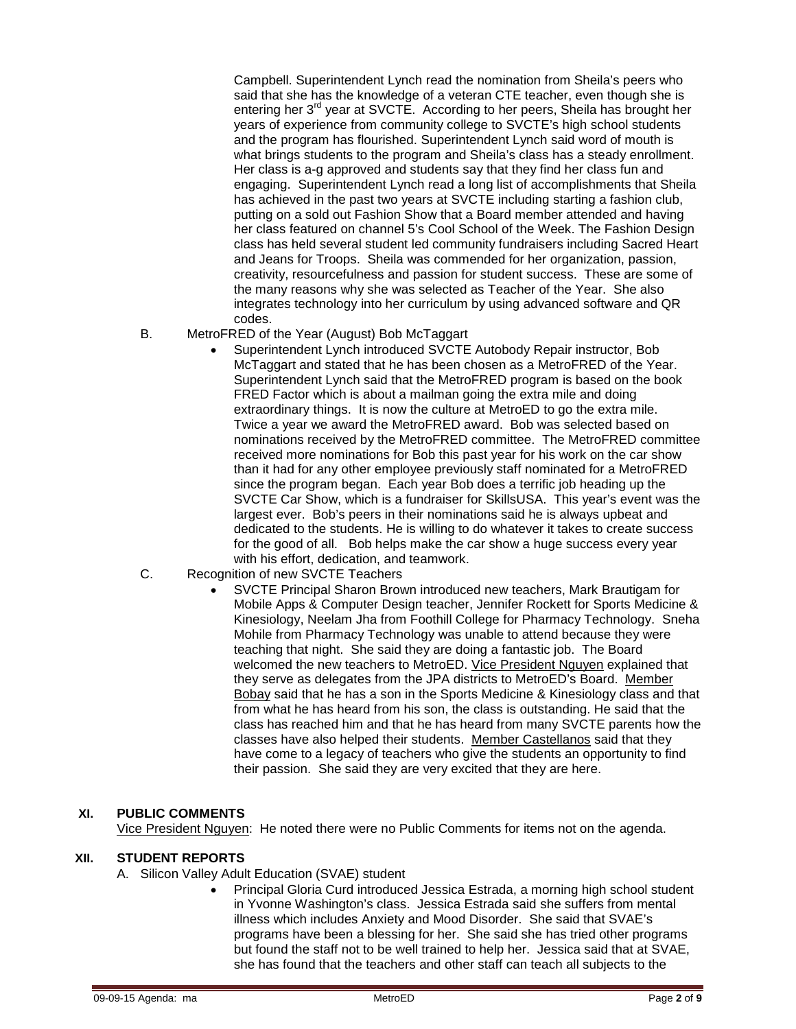Campbell. Superintendent Lynch read the nomination from Sheila's peers who said that she has the knowledge of a veteran CTE teacher, even though she is entering her 3rd year at SVCTE. According to her peers, Sheila has brought her years of experience from community college to SVCTE's high school students and the program has flourished. Superintendent Lynch said word of mouth is what brings students to the program and Sheila's class has a steady enrollment. Her class is a-g approved and students say that they find her class fun and engaging. Superintendent Lynch read a long list of accomplishments that Sheila has achieved in the past two years at SVCTE including starting a fashion club, putting on a sold out Fashion Show that a Board member attended and having her class featured on channel 5's Cool School of the Week. The Fashion Design class has held several student led community fundraisers including Sacred Heart and Jeans for Troops. Sheila was commended for her organization, passion, creativity, resourcefulness and passion for student success. These are some of the many reasons why she was selected as Teacher of the Year. She also integrates technology into her curriculum by using advanced software and QR codes.

B. MetroFRED of the Year (August) Bob McTaggart

- Superintendent Lynch introduced SVCTE Autobody Repair instructor, Bob McTaggart and stated that he has been chosen as a MetroFRED of the Year. Superintendent Lynch said that the MetroFRED program is based on the book FRED Factor which is about a mailman going the extra mile and doing extraordinary things. It is now the culture at MetroED to go the extra mile. Twice a year we award the MetroFRED award. Bob was selected based on nominations received by the MetroFRED committee. The MetroFRED committee received more nominations for Bob this past year for his work on the car show than it had for any other employee previously staff nominated for a MetroFRED since the program began. Each year Bob does a terrific job heading up the SVCTE Car Show, which is a fundraiser for SkillsUSA. This year's event was the largest ever. Bob's peers in their nominations said he is always upbeat and dedicated to the students. He is willing to do whatever it takes to create success for the good of all. Bob helps make the car show a huge success every year with his effort, dedication, and teamwork.

C. Recognition of new SVCTE Teachers

- SVCTE Principal Sharon Brown introduced new teachers, Mark Brautigam for Mobile Apps & Computer Design teacher, Jennifer Rockett for Sports Medicine & Kinesiology, Neelam Jha from Foothill College for Pharmacy Technology. Sneha Mohile from Pharmacy Technology was unable to attend because they were teaching that night. She said they are doing a fantastic job. The Board welcomed the new teachers to MetroED. Vice President Nguyen explained that they serve as delegates from the JPA districts to MetroED's Board. Member Bobay said that he has a son in the Sports Medicine & Kinesiology class and that from what he has heard from his son, the class is outstanding. He said that the class has reached him and that he has heard from many SVCTE parents how the classes have also helped their students. Member Castellanos said that they have come to a legacy of teachers who give the students an opportunity to find their passion. She said they are very excited that they are here.

## XI. PUBLIC COMMENTS

Vice President Nguyen: He noted there were no Public Comments for items not on the agenda.

## XII. STUDENT REPORTS

A. Silicon Valley Adult Education (SVAE) student

- Principal Gloria Curd introduced Jessica Estrada, a morning high school student in Yvonne Washington's class. Jessica Estrada said she suffers from mental illness which includes Anxiety and Mood Disorder. She said that SVAE's programs have been a blessing for her. She said she has tried other programs but found the staff not to be well trained to help her. Jessica said that at SVAE, she has found that the teachers and other staff can teach all subjects to the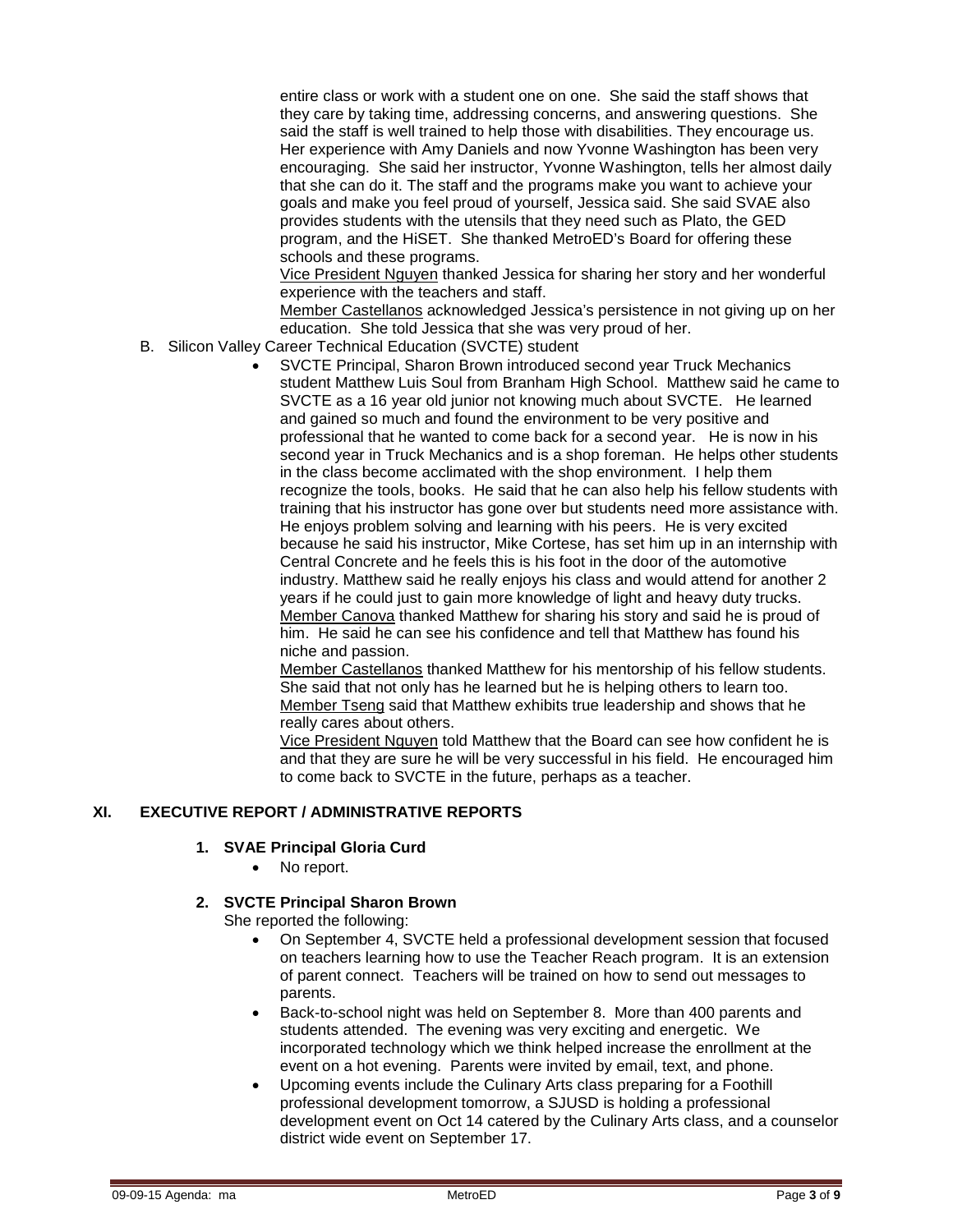entire class or work with a student one on one. She said the staff shows that they care by taking time, addressing concerns, and answering questions. She said the staff is well trained to help those with disabilities. They encourage us. Her experience with Amy Daniels and now Yvonne Washington has been very encouraging. She said her instructor, Yvonne Washington, tells her almost daily that she can do it. The staff and the programs make you want to achieve your goals and make you feel proud of yourself, Jessica said. She said SVAE also provides students with the utensils that they need such as Plato, the GED program, and the HiSET. She thanked MetroED's Board for offering these schools and these programs.
Vice President Nguyen thanked Jessica for sharing her story and her wonderful experience with the teachers and staff.
Member Castellanos acknowledged Jessica's persistence in not giving up on her education. She told Jessica that she was very proud of her.

B. Silicon Valley Career Technical Education (SVCTE) student

- SVCTE Principal, Sharon Brown introduced second year Truck Mechanics student Matthew Luis Soul from Branham High School. Matthew said he came to SVCTE as a 16 year old junior not knowing much about SVCTE. He learned and gained so much and found the environment to be very positive and professional that he wanted to come back for a second year. He is now in his second year in Truck Mechanics and is a shop foreman. He helps other students in the class become acclimated with the shop environment. I help them recognize the tools, books. He said that he can also help his fellow students with training that his instructor has gone over but students need more assistance with. He enjoys problem solving and learning with his peers. He is very excited because he said his instructor, Mike Cortese, has set him up in an internship with Central Concrete and he feels this is his foot in the door of the automotive industry. Matthew said he really enjoys his class and would attend for another 2 years if he could just to gain more knowledge of light and heavy duty trucks.
Member Canova thanked Matthew for sharing his story and said he is proud of him. He said he can see his confidence and tell that Matthew has found his niche and passion.
Member Castellanos thanked Matthew for his mentorship of his fellow students. She said that not only has he learned but he is helping others to learn too.
Member Tseng said that Matthew exhibits true leadership and shows that he really cares about others.
Vice President Nguyen told Matthew that the Board can see how confident he is and that they are sure he will be very successful in his field. He encouraged him to come back to SVCTE in the future, perhaps as a teacher.

## XI. EXECUTIVE REPORT / ADMINISTRATIVE REPORTS

**1. SVAE Principal Gloria Curd**

- No report.

**2. SVCTE Principal Sharon Brown**

She reported the following:

- On September 4, SVCTE held a professional development session that focused on teachers learning how to use the Teacher Reach program. It is an extension of parent connect. Teachers will be trained on how to send out messages to parents.
- Back-to-school night was held on September 8. More than 400 parents and students attended. The evening was very exciting and energetic. We incorporated technology which we think helped increase the enrollment at the event on a hot evening. Parents were invited by email, text, and phone.
- Upcoming events include the Culinary Arts class preparing for a Foothill professional development tomorrow, a SJUSD is holding a professional development event on Oct 14 catered by the Culinary Arts class, and a counselor district wide event on September 17.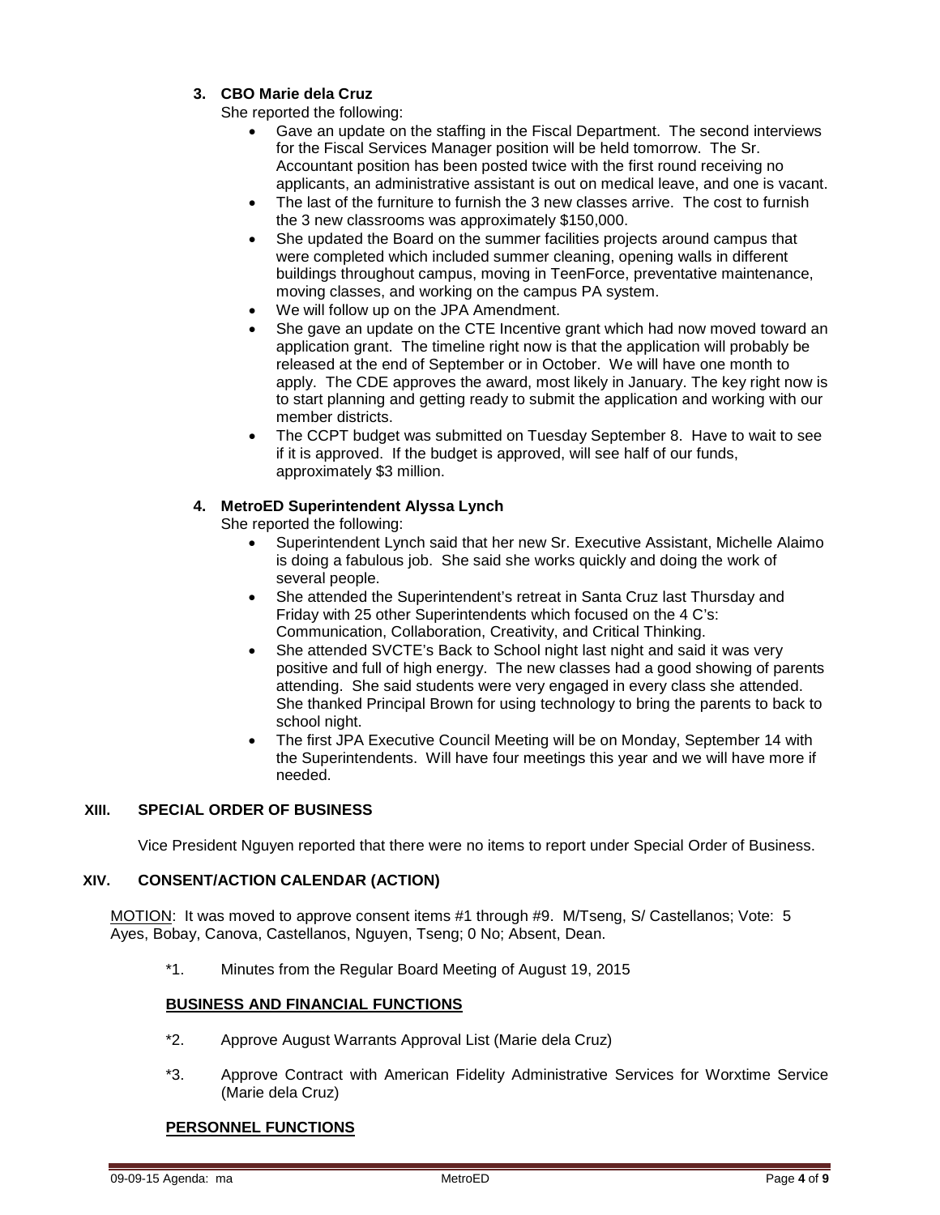### 3. CBO Marie dela Cruz

She reported the following:

- Gave an update on the staffing in the Fiscal Department. The second interviews for the Fiscal Services Manager position will be held tomorrow. The Sr. Accountant position has been posted twice with the first round receiving no applicants, an administrative assistant is out on medical leave, and one is vacant.
- The last of the furniture to furnish the 3 new classes arrive. The cost to furnish the 3 new classrooms was approximately $150,000.
- She updated the Board on the summer facilities projects around campus that were completed which included summer cleaning, opening walls in different buildings throughout campus, moving in TeenForce, preventative maintenance, moving classes, and working on the campus PA system.
- We will follow up on the JPA Amendment.
- She gave an update on the CTE Incentive grant which had now moved toward an application grant. The timeline right now is that the application will probably be released at the end of September or in October. We will have one month to apply. The CDE approves the award, most likely in January. The key right now is to start planning and getting ready to submit the application and working with our member districts.
- The CCPT budget was submitted on Tuesday September 8. Have to wait to see if it is approved. If the budget is approved, will see half of our funds, approximately $3 million.

### 4. MetroED Superintendent Alyssa Lynch

She reported the following:

- Superintendent Lynch said that her new Sr. Executive Assistant, Michelle Alaimo is doing a fabulous job. She said she works quickly and doing the work of several people.
- She attended the Superintendent's retreat in Santa Cruz last Thursday and Friday with 25 other Superintendents which focused on the 4 C's: Communication, Collaboration, Creativity, and Critical Thinking.
- She attended SVCTE's Back to School night last night and said it was very positive and full of high energy. The new classes had a good showing of parents attending. She said students were very engaged in every class she attended. She thanked Principal Brown for using technology to bring the parents to back to school night.
- The first JPA Executive Council Meeting will be on Monday, September 14 with the Superintendents. Will have four meetings this year and we will have more if needed.

## XIII. SPECIAL ORDER OF BUSINESS

Vice President Nguyen reported that there were no items to report under Special Order of Business.

## XIV. CONSENT/ACTION CALENDAR (ACTION)

<u>MOTION</u>: It was moved to approve consent items #1 through #9. M/Tseng, S/ Castellanos; Vote: 5 Ayes, Bobay, Canova, Castellanos, Nguyen, Tseng; 0 No; Absent, Dean.

*1. Minutes from the Regular Board Meeting of August 19, 2015

**BUSINESS AND FINANCIAL FUNCTIONS**

*2. Approve August Warrants Approval List (Marie dela Cruz)

*3. Approve Contract with American Fidelity Administrative Services for Worxtime Service (Marie dela Cruz)

**PERSONNEL FUNCTIONS**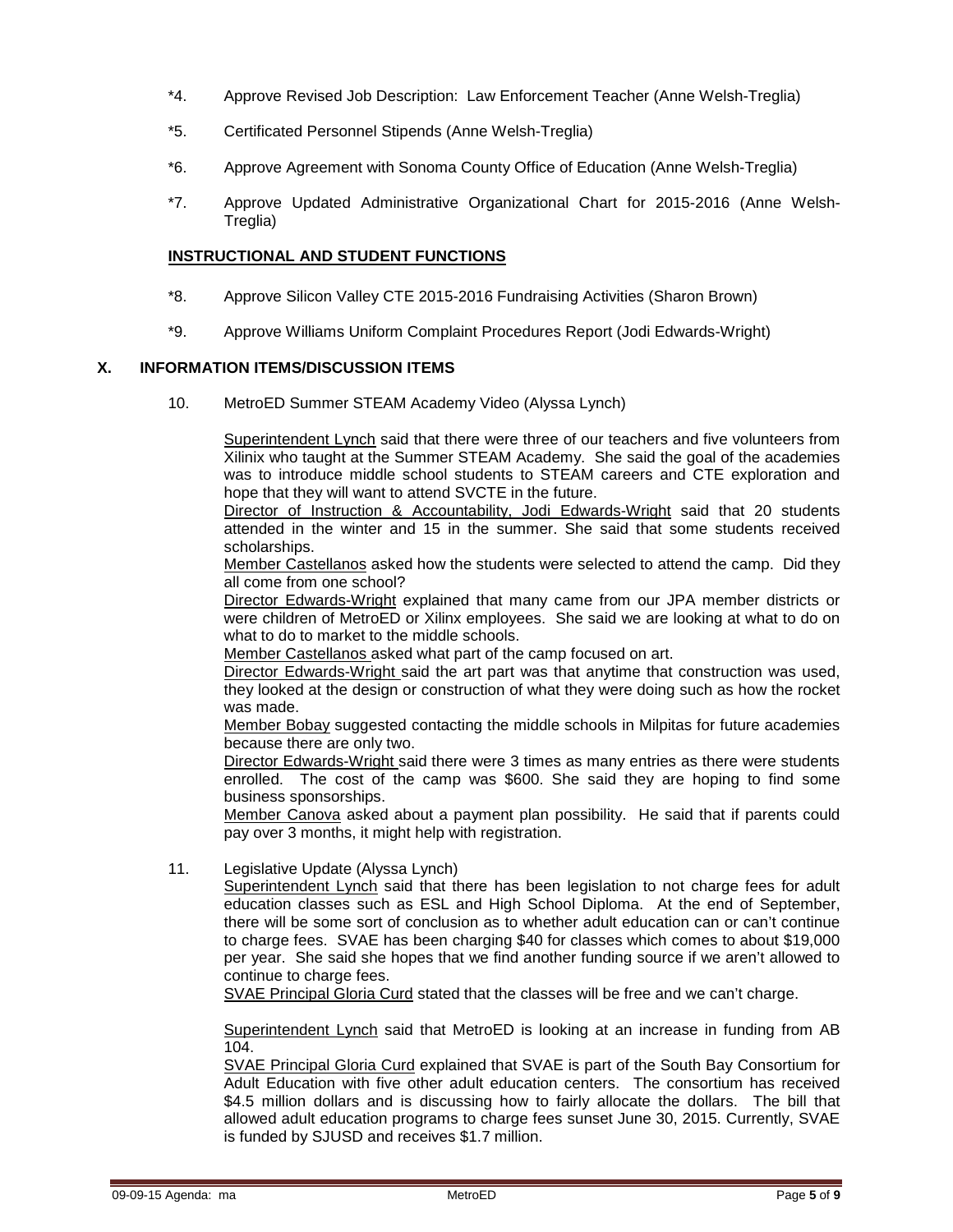*4. Approve Revised Job Description: Law Enforcement Teacher (Anne Welsh-Treglia)

*5. Certificated Personnel Stipends (Anne Welsh-Treglia)

*6. Approve Agreement with Sonoma County Office of Education (Anne Welsh-Treglia)

*7. Approve Updated Administrative Organizational Chart for 2015-2016 (Anne Welsh-Treglia)

**INSTRUCTIONAL AND STUDENT FUNCTIONS**

*8. Approve Silicon Valley CTE 2015-2016 Fundraising Activities (Sharon Brown)

*9. Approve Williams Uniform Complaint Procedures Report (Jodi Edwards-Wright)

## X. INFORMATION ITEMS/DISCUSSION ITEMS

10. MetroED Summer STEAM Academy Video (Alyssa Lynch)

Superintendent Lynch said that there were three of our teachers and five volunteers from Xilinix who taught at the Summer STEAM Academy. She said the goal of the academies was to introduce middle school students to STEAM careers and CTE exploration and hope that they will want to attend SVCTE in the future.

Director of Instruction & Accountability, Jodi Edwards-Wright said that 20 students attended in the winter and 15 in the summer. She said that some students received scholarships.

Member Castellanos asked how the students were selected to attend the camp. Did they all come from one school?

Director Edwards-Wright explained that many came from our JPA member districts or were children of MetroED or Xilinx employees. She said we are looking at what to do on what to do to market to the middle schools.

Member Castellanos asked what part of the camp focused on art.

Director Edwards-Wright said the art part was that anytime that construction was used, they looked at the design or construction of what they were doing such as how the rocket was made.

Member Bobay suggested contacting the middle schools in Milpitas for future academies because there are only two.

Director Edwards-Wright said there were 3 times as many entries as there were students enrolled. The cost of the camp was $600. She said they are hoping to find some business sponsorships.

Member Canova asked about a payment plan possibility. He said that if parents could pay over 3 months, it might help with registration.

11. Legislative Update (Alyssa Lynch)

Superintendent Lynch said that there has been legislation to not charge fees for adult education classes such as ESL and High School Diploma. At the end of September, there will be some sort of conclusion as to whether adult education can or can't continue to charge fees. SVAE has been charging $40 for classes which comes to about $19,000 per year. She said she hopes that we find another funding source if we aren't allowed to continue to charge fees.

SVAE Principal Gloria Curd stated that the classes will be free and we can't charge.

Superintendent Lynch said that MetroED is looking at an increase in funding from AB 104.

SVAE Principal Gloria Curd explained that SVAE is part of the South Bay Consortium for Adult Education with five other adult education centers. The consortium has received $4.5 million dollars and is discussing how to fairly allocate the dollars. The bill that allowed adult education programs to charge fees sunset June 30, 2015. Currently, SVAE is funded by SJUSD and receives $1.7 million.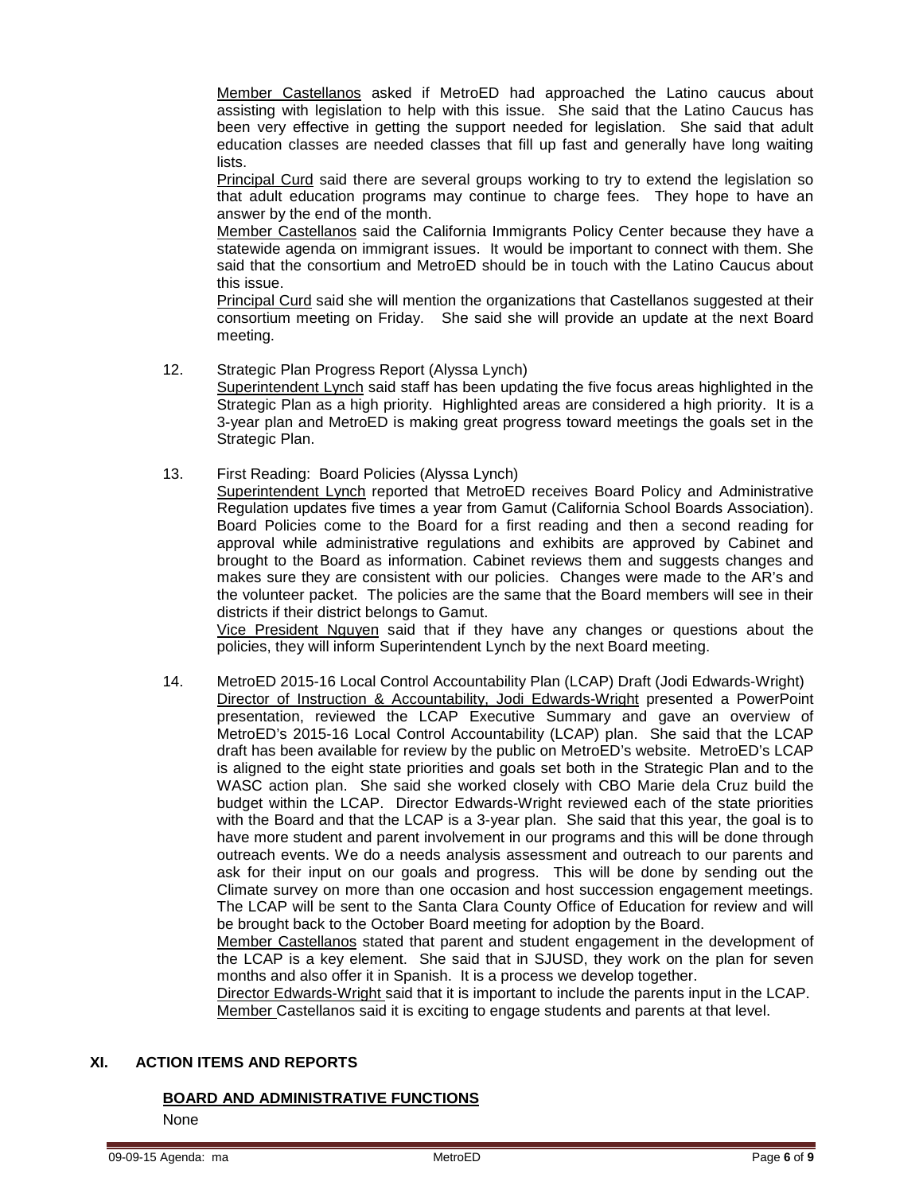Member Castellanos asked if MetroED had approached the Latino caucus about assisting with legislation to help with this issue. She said that the Latino Caucus has been very effective in getting the support needed for legislation. She said that adult education classes are needed classes that fill up fast and generally have long waiting lists.

Principal Curd said there are several groups working to try to extend the legislation so that adult education programs may continue to charge fees. They hope to have an answer by the end of the month.

Member Castellanos said the California Immigrants Policy Center because they have a statewide agenda on immigrant issues. It would be important to connect with them. She said that the consortium and MetroED should be in touch with the Latino Caucus about this issue.

Principal Curd said she will mention the organizations that Castellanos suggested at their consortium meeting on Friday. She said she will provide an update at the next Board meeting.

12. Strategic Plan Progress Report (Alyssa Lynch)

Superintendent Lynch said staff has been updating the five focus areas highlighted in the Strategic Plan as a high priority. Highlighted areas are considered a high priority. It is a 3-year plan and MetroED is making great progress toward meetings the goals set in the Strategic Plan.

13. First Reading: Board Policies (Alyssa Lynch)

Superintendent Lynch reported that MetroED receives Board Policy and Administrative Regulation updates five times a year from Gamut (California School Boards Association). Board Policies come to the Board for a first reading and then a second reading for approval while administrative regulations and exhibits are approved by Cabinet and brought to the Board as information. Cabinet reviews them and suggests changes and makes sure they are consistent with our policies. Changes were made to the AR's and the volunteer packet. The policies are the same that the Board members will see in their districts if their district belongs to Gamut.

Vice President Nguyen said that if they have any changes or questions about the policies, they will inform Superintendent Lynch by the next Board meeting.

14. MetroED 2015-16 Local Control Accountability Plan (LCAP) Draft (Jodi Edwards-Wright)

Director of Instruction & Accountability, Jodi Edwards-Wright presented a PowerPoint presentation, reviewed the LCAP Executive Summary and gave an overview of MetroED's 2015-16 Local Control Accountability (LCAP) plan. She said that the LCAP draft has been available for review by the public on MetroED's website. MetroED's LCAP is aligned to the eight state priorities and goals set both in the Strategic Plan and to the WASC action plan. She said she worked closely with CBO Marie dela Cruz build the budget within the LCAP. Director Edwards-Wright reviewed each of the state priorities with the Board and that the LCAP is a 3-year plan. She said that this year, the goal is to have more student and parent involvement in our programs and this will be done through outreach events. We do a needs analysis assessment and outreach to our parents and ask for their input on our goals and progress. This will be done by sending out the Climate survey on more than one occasion and host succession engagement meetings. The LCAP will be sent to the Santa Clara County Office of Education for review and will be brought back to the October Board meeting for adoption by the Board.

Member Castellanos stated that parent and student engagement in the development of the LCAP is a key element. She said that in SJUSD, they work on the plan for seven months and also offer it in Spanish. It is a process we develop together.

Director Edwards-Wright said that it is important to include the parents input in the LCAP.

Member Castellanos said it is exciting to engage students and parents at that level.

## XI. ACTION ITEMS AND REPORTS

**BOARD AND ADMINISTRATIVE FUNCTIONS**

None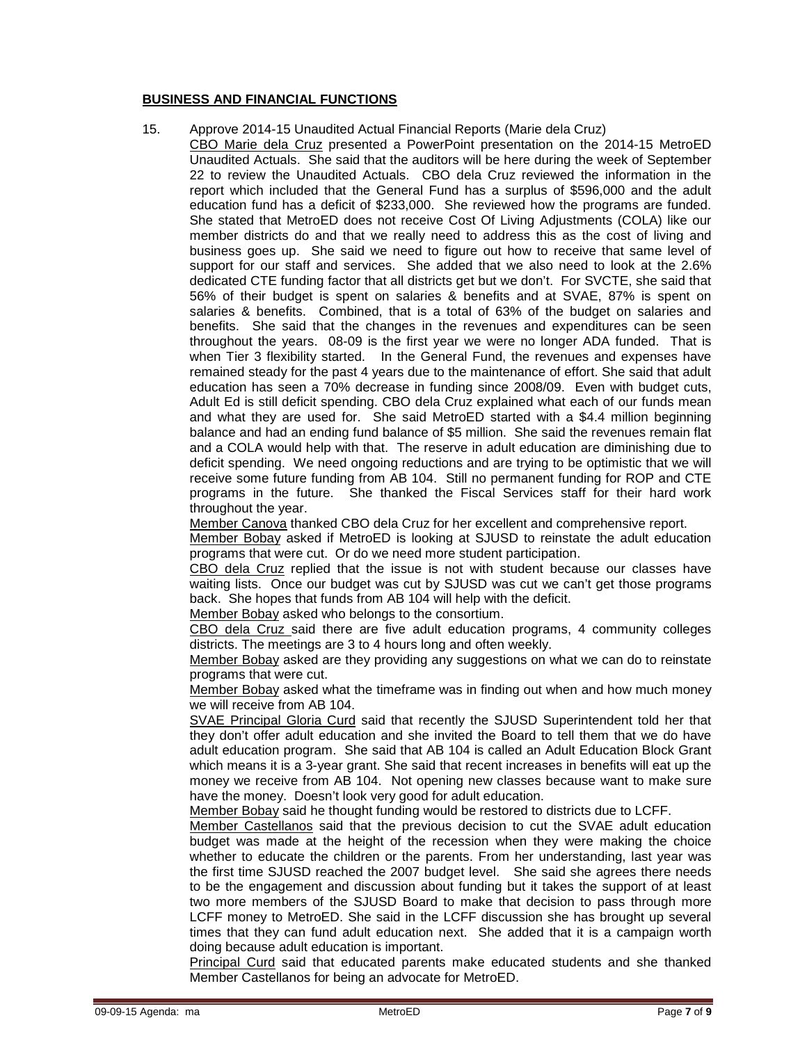## BUSINESS AND FINANCIAL FUNCTIONS

15. Approve 2014-15 Unaudited Actual Financial Reports (Marie dela Cruz)

    CBO Marie dela Cruz presented a PowerPoint presentation on the 2014-15 MetroED Unaudited Actuals. She said that the auditors will be here during the week of September 22 to review the Unaudited Actuals. CBO dela Cruz reviewed the information in the report which included that the General Fund has a surplus of $596,000 and the adult education fund has a deficit of $233,000. She reviewed how the programs are funded. She stated that MetroED does not receive Cost Of Living Adjustments (COLA) like our member districts do and that we really need to address this as the cost of living and business goes up. She said we need to figure out how to receive that same level of support for our staff and services. She added that we also need to look at the 2.6% dedicated CTE funding factor that all districts get but we don't. For SVCTE, she said that 56% of their budget is spent on salaries & benefits and at SVAE, 87% is spent on salaries & benefits. Combined, that is a total of 63% of the budget on salaries and benefits. She said that the changes in the revenues and expenditures can be seen throughout the years. 08-09 is the first year we were no longer ADA funded. That is when Tier 3 flexibility started. In the General Fund, the revenues and expenses have remained steady for the past 4 years due to the maintenance of effort. She said that adult education has seen a 70% decrease in funding since 2008/09. Even with budget cuts, Adult Ed is still deficit spending. CBO dela Cruz explained what each of our funds mean and what they are used for. She said MetroED started with a $4.4 million beginning balance and had an ending fund balance of $5 million. She said the revenues remain flat and a COLA would help with that. The reserve in adult education are diminishing due to deficit spending. We need ongoing reductions and are trying to be optimistic that we will receive some future funding from AB 104. Still no permanent funding for ROP and CTE programs in the future. She thanked the Fiscal Services staff for their hard work throughout the year.

    Member Canova thanked CBO dela Cruz for her excellent and comprehensive report.

    Member Bobay asked if MetroED is looking at SJUSD to reinstate the adult education programs that were cut. Or do we need more student participation.

    CBO dela Cruz replied that the issue is not with student because our classes have waiting lists. Once our budget was cut by SJUSD was cut we can't get those programs back. She hopes that funds from AB 104 will help with the deficit.

    Member Bobay asked who belongs to the consortium.

    CBO dela Cruz said there are five adult education programs, 4 community colleges districts. The meetings are 3 to 4 hours long and often weekly.

    Member Bobay asked are they providing any suggestions on what we can do to reinstate programs that were cut.

    Member Bobay asked what the timeframe was in finding out when and how much money we will receive from AB 104.

    SVAE Principal Gloria Curd said that recently the SJUSD Superintendent told her that they don't offer adult education and she invited the Board to tell them that we do have adult education program. She said that AB 104 is called an Adult Education Block Grant which means it is a 3-year grant. She said that recent increases in benefits will eat up the money we receive from AB 104. Not opening new classes because want to make sure have the money. Doesn't look very good for adult education.

    Member Bobay said he thought funding would be restored to districts due to LCFF.

    Member Castellanos said that the previous decision to cut the SVAE adult education budget was made at the height of the recession when they were making the choice whether to educate the children or the parents. From her understanding, last year was the first time SJUSD reached the 2007 budget level. She said she agrees there needs to be the engagement and discussion about funding but it takes the support of at least two more members of the SJUSD Board to make that decision to pass through more LCFF money to MetroED. She said in the LCFF discussion she has brought up several times that they can fund adult education next. She added that it is a campaign worth doing because adult education is important.

    Principal Curd said that educated parents make educated students and she thanked Member Castellanos for being an advocate for MetroED.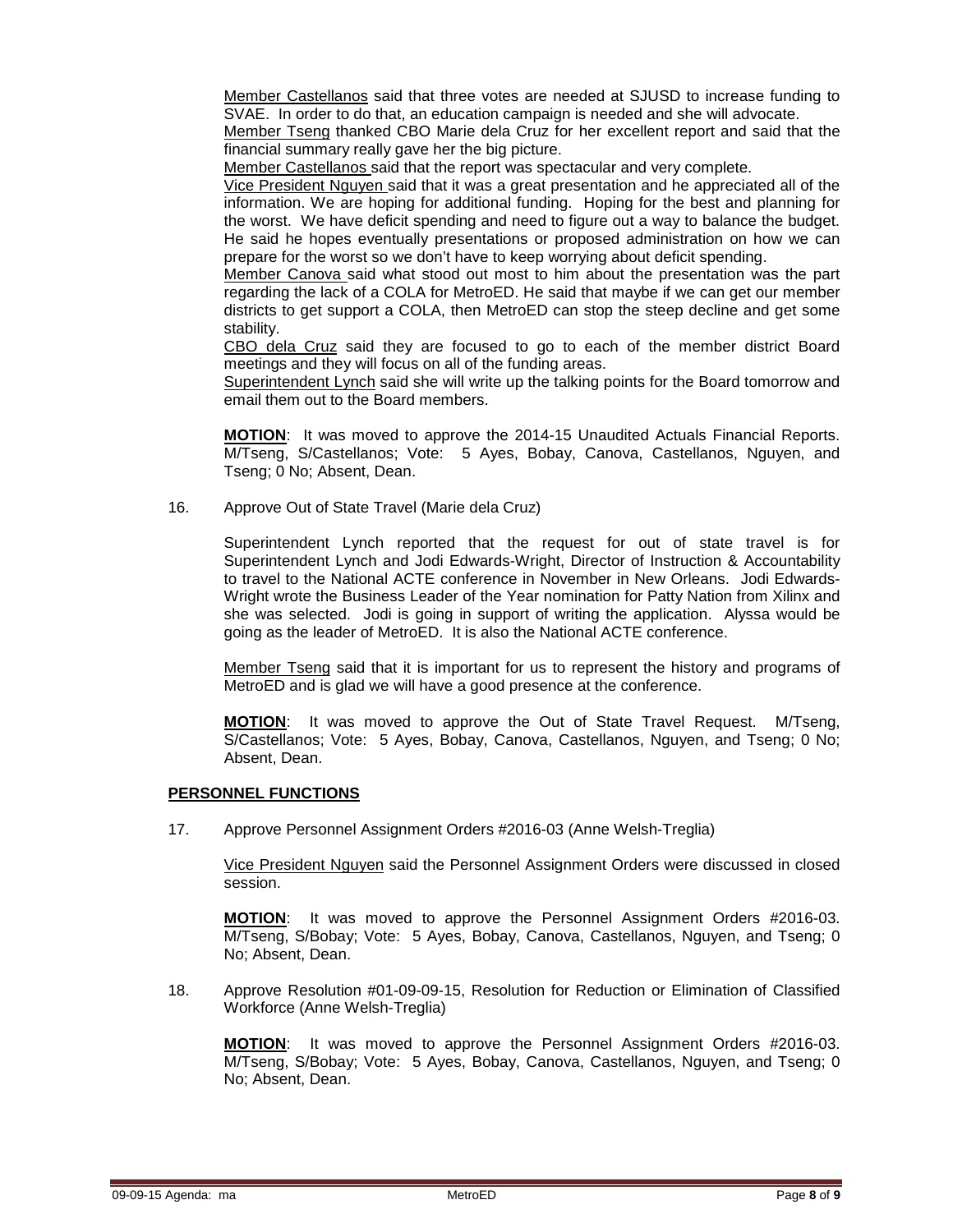Member Castellanos said that three votes are needed at SJUSD to increase funding to SVAE. In order to do that, an education campaign is needed and she will advocate.

Member Tseng thanked CBO Marie dela Cruz for her excellent report and said that the financial summary really gave her the big picture.

Member Castellanos said that the report was spectacular and very complete.

Vice President Nguyen said that it was a great presentation and he appreciated all of the information. We are hoping for additional funding. Hoping for the best and planning for the worst. We have deficit spending and need to figure out a way to balance the budget. He said he hopes eventually presentations or proposed administration on how we can prepare for the worst so we don't have to keep worrying about deficit spending.

Member Canova said what stood out most to him about the presentation was the part regarding the lack of a COLA for MetroED. He said that maybe if we can get our member districts to get support a COLA, then MetroED can stop the steep decline and get some stability.

CBO dela Cruz said they are focused to go to each of the member district Board meetings and they will focus on all of the funding areas.

Superintendent Lynch said she will write up the talking points for the Board tomorrow and email them out to the Board members.

**MOTION**: It was moved to approve the 2014-15 Unaudited Actuals Financial Reports. M/Tseng, S/Castellanos; Vote: 5 Ayes, Bobay, Canova, Castellanos, Nguyen, and Tseng; 0 No; Absent, Dean.

16. Approve Out of State Travel (Marie dela Cruz)

Superintendent Lynch reported that the request for out of state travel is for Superintendent Lynch and Jodi Edwards-Wright, Director of Instruction & Accountability to travel to the National ACTE conference in November in New Orleans. Jodi Edwards-Wright wrote the Business Leader of the Year nomination for Patty Nation from Xilinx and she was selected. Jodi is going in support of writing the application. Alyssa would be going as the leader of MetroED. It is also the National ACTE conference.

Member Tseng said that it is important for us to represent the history and programs of MetroED and is glad we will have a good presence at the conference.

**MOTION**: It was moved to approve the Out of State Travel Request. M/Tseng, S/Castellanos; Vote: 5 Ayes, Bobay, Canova, Castellanos, Nguyen, and Tseng; 0 No; Absent, Dean.

## PERSONNEL FUNCTIONS

17. Approve Personnel Assignment Orders #2016-03 (Anne Welsh-Treglia)

Vice President Nguyen said the Personnel Assignment Orders were discussed in closed session.

**MOTION**: It was moved to approve the Personnel Assignment Orders #2016-03. M/Tseng, S/Bobay; Vote: 5 Ayes, Bobay, Canova, Castellanos, Nguyen, and Tseng; 0 No; Absent, Dean.

18. Approve Resolution #01-09-09-15, Resolution for Reduction or Elimination of Classified Workforce (Anne Welsh-Treglia)

**MOTION**: It was moved to approve the Personnel Assignment Orders #2016-03. M/Tseng, S/Bobay; Vote: 5 Ayes, Bobay, Canova, Castellanos, Nguyen, and Tseng; 0 No; Absent, Dean.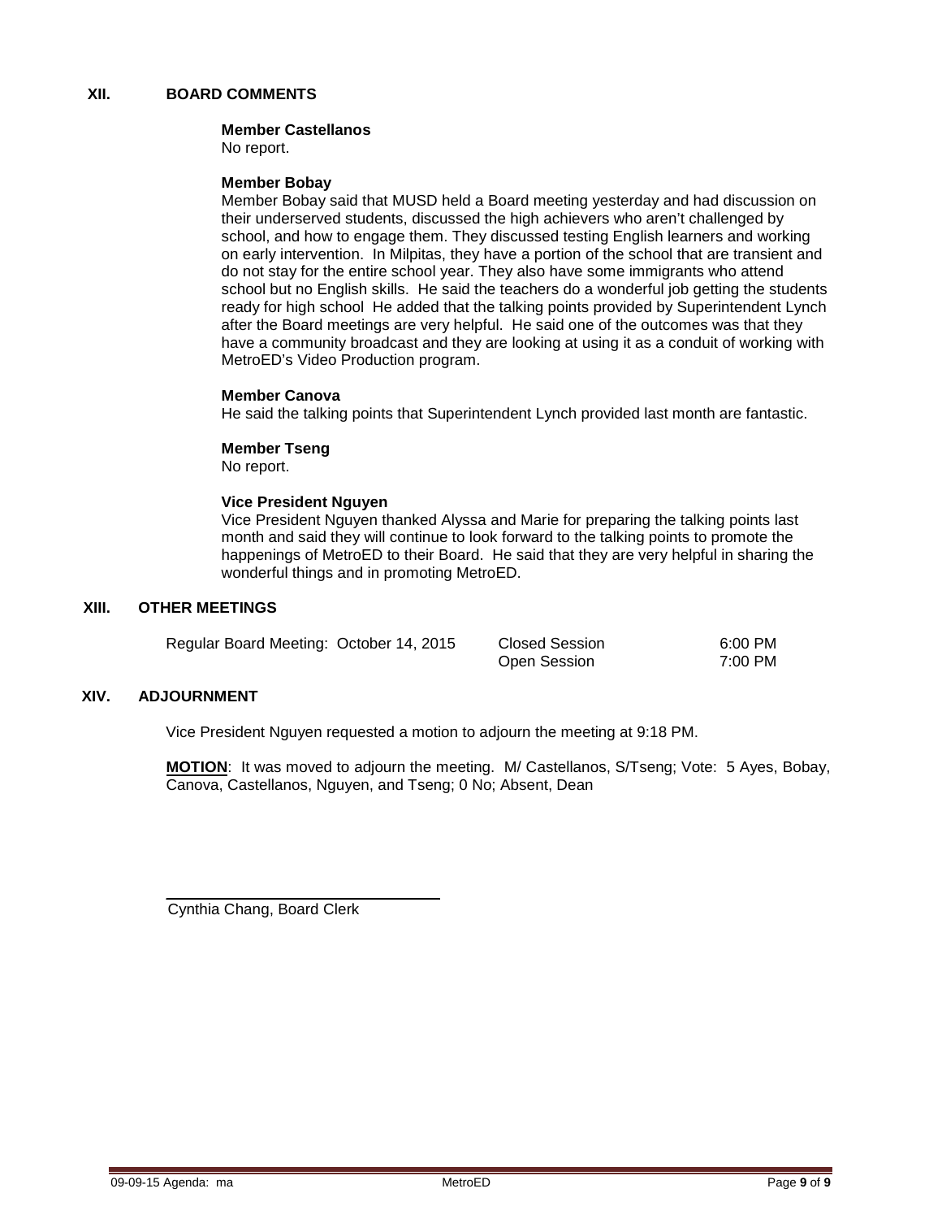## XII. BOARD COMMENTS

**Member Castellanos**
No report.

**Member Bobay**
Member Bobay said that MUSD held a Board meeting yesterday and had discussion on their underserved students, discussed the high achievers who aren't challenged by school, and how to engage them. They discussed testing English learners and working on early intervention. In Milpitas, they have a portion of the school that are transient and do not stay for the entire school year. They also have some immigrants who attend school but no English skills. He said the teachers do a wonderful job getting the students ready for high school He added that the talking points provided by Superintendent Lynch after the Board meetings are very helpful. He said one of the outcomes was that they have a community broadcast and they are looking at using it as a conduit of working with MetroED's Video Production program.

**Member Canova**
He said the talking points that Superintendent Lynch provided last month are fantastic.

**Member Tseng**
No report.

**Vice President Nguyen**
Vice President Nguyen thanked Alyssa and Marie for preparing the talking points last month and said they will continue to look forward to the talking points to promote the happenings of MetroED to their Board. He said that they are very helpful in sharing the wonderful things and in promoting MetroED.

## XIII. OTHER MEETINGS

| | | |
|---|---|---|
| Regular Board Meeting: October 14, 2015 | Closed Session | 6:00 PM |
| | Open Session | 7:00 PM |

## XIV. ADJOURNMENT

Vice President Nguyen requested a motion to adjourn the meeting at 9:18 PM.

**MOTION**: It was moved to adjourn the meeting. M/ Castellanos, S/Tseng; Vote: 5 Ayes, Bobay, Canova, Castellanos, Nguyen, and Tseng; 0 No; Absent, Dean

Cynthia Chang, Board Clerk